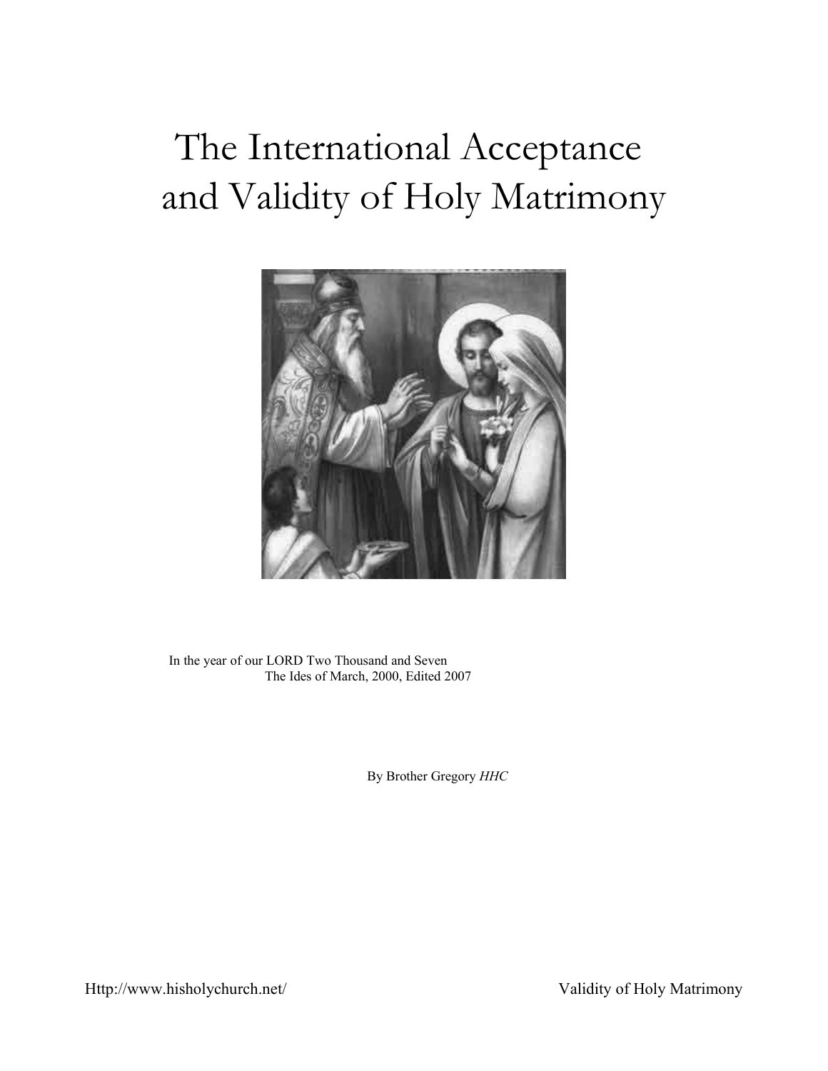# The International Acceptance and Validity of Holy Matrimony

In the year of our LORD Two Thousand and Seven
The Ides of March, 2000, Edited 2007

By Brother Gregory *HHC*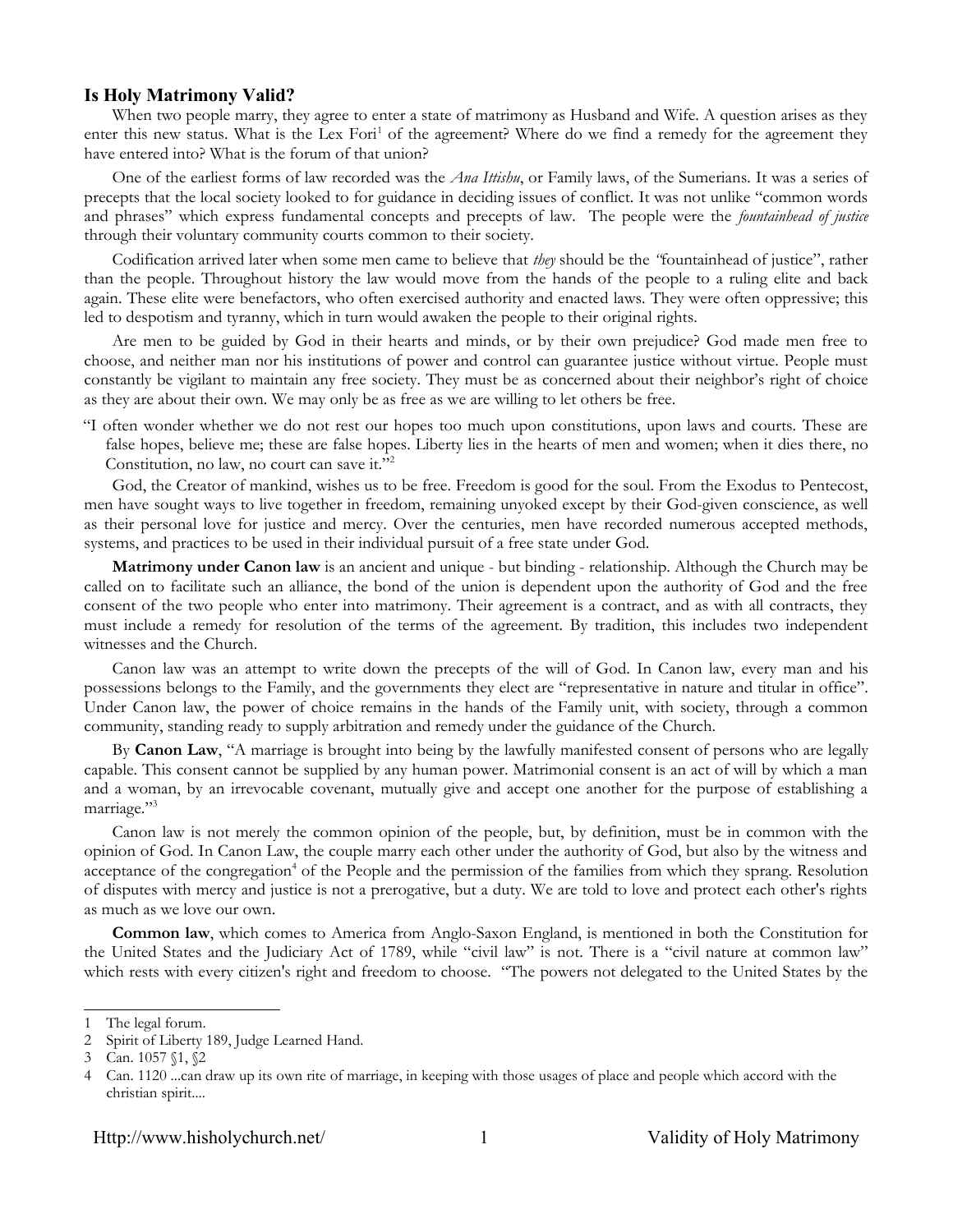## Is Holy Matrimony Valid?

When two people marry, they agree to enter a state of matrimony as Husband and Wife. A question arises as they enter this new status. What is the Lex Fori[1] of the agreement? Where do we find a remedy for the agreement they have entered into? What is the forum of that union?

One of the earliest forms of law recorded was the *Ana Ittishu*, or Family laws, of the Sumerians. It was a series of precepts that the local society looked to for guidance in deciding issues of conflict. It was not unlike "common words and phrases" which express fundamental concepts and precepts of law. The people were the *fountainhead of justice* through their voluntary community courts common to their society.

Codification arrived later when some men came to believe that *they* should be the "fountainhead of justice", rather than the people. Throughout history the law would move from the hands of the people to a ruling elite and back again. These elite were benefactors, who often exercised authority and enacted laws. They were often oppressive; this led to despotism and tyranny, which in turn would awaken the people to their original rights.

Are men to be guided by God in their hearts and minds, or by their own prejudice? God made men free to choose, and neither man nor his institutions of power and control can guarantee justice without virtue. People must constantly be vigilant to maintain any free society. They must be as concerned about their neighbor's right of choice as they are about their own. We may only be as free as we are willing to let others be free.

"I often wonder whether we do not rest our hopes too much upon constitutions, upon laws and courts. These are false hopes, believe me; these are false hopes. Liberty lies in the hearts of men and women; when it dies there, no Constitution, no law, no court can save it."[2]

God, the Creator of mankind, wishes us to be free. Freedom is good for the soul. From the Exodus to Pentecost, men have sought ways to live together in freedom, remaining unyoked except by their God-given conscience, as well as their personal love for justice and mercy. Over the centuries, men have recorded numerous accepted methods, systems, and practices to be used in their individual pursuit of a free state under God.

**Matrimony under Canon law** is an ancient and unique - but binding - relationship. Although the Church may be called on to facilitate such an alliance, the bond of the union is dependent upon the authority of God and the free consent of the two people who enter into matrimony. Their agreement is a contract, and as with all contracts, they must include a remedy for resolution of the terms of the agreement. By tradition, this includes two independent witnesses and the Church.

Canon law was an attempt to write down the precepts of the will of God. In Canon law, every man and his possessions belongs to the Family, and the governments they elect are "representative in nature and titular in office". Under Canon law, the power of choice remains in the hands of the Family unit, with society, through a common community, standing ready to supply arbitration and remedy under the guidance of the Church.

By **Canon Law**, "A marriage is brought into being by the lawfully manifested consent of persons who are legally capable. This consent cannot be supplied by any human power. Matrimonial consent is an act of will by which a man and a woman, by an irrevocable covenant, mutually give and accept one another for the purpose of establishing a marriage."[3]

Canon law is not merely the common opinion of the people, but, by definition, must be in common with the opinion of God. In Canon Law, the couple marry each other under the authority of God, but also by the witness and acceptance of the congregation[4] of the People and the permission of the families from which they sprang. Resolution of disputes with mercy and justice is not a prerogative, but a duty. We are told to love and protect each other's rights as much as we love our own.

**Common law**, which comes to America from Anglo-Saxon England, is mentioned in both the Constitution for the United States and the Judiciary Act of 1789, while "civil law" is not. There is a "civil nature at common law" which rests with every citizen's right and freedom to choose. "The powers not delegated to the United States by the

---

1 The legal forum.

2 Spirit of Liberty 189, Judge Learned Hand.

3 Can. 1057 §1, §2

4 Can. 1120 ...can draw up its own rite of marriage, in keeping with those usages of place and people which accord with the christian spirit....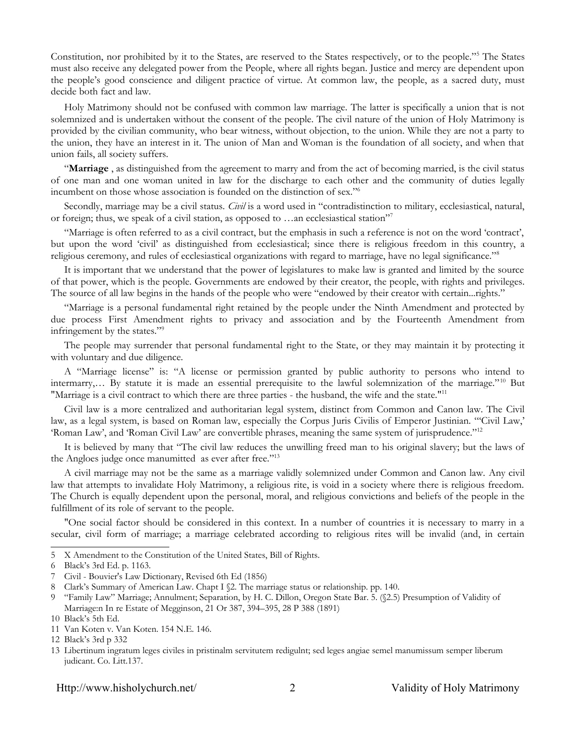Constitution, nor prohibited by it to the States, are reserved to the States respectively, or to the people."[5] The States must also receive any delegated power from the People, where all rights began. Justice and mercy are dependent upon the people's good conscience and diligent practice of virtue. At common law, the people, as a sacred duty, must decide both fact and law.

Holy Matrimony should not be confused with common law marriage. The latter is specifically a union that is not solemnized and is undertaken without the consent of the people. The civil nature of the union of Holy Matrimony is provided by the civilian community, who bear witness, without objection, to the union. While they are not a party to the union, they have an interest in it. The union of Man and Woman is the foundation of all society, and when that union fails, all society suffers.

"**Marriage** , as distinguished from the agreement to marry and from the act of becoming married, is the civil status of one man and one woman united in law for the discharge to each other and the community of duties legally incumbent on those whose association is founded on the distinction of sex."[6]

Secondly, marriage may be a civil status. *Civil* is a word used in "contradistinction to military, ecclesiastical, natural, or foreign; thus, we speak of a civil station, as opposed to …an ecclesiastical station"[7]

"Marriage is often referred to as a civil contract, but the emphasis in such a reference is not on the word 'contract', but upon the word 'civil' as distinguished from ecclesiastical; since there is religious freedom in this country, a religious ceremony, and rules of ecclesiastical organizations with regard to marriage, have no legal significance."[8]

It is important that we understand that the power of legislatures to make law is granted and limited by the source of that power, which is the people. Governments are endowed by their creator, the people, with rights and privileges. The source of all law begins in the hands of the people who were "endowed by their creator with certain...rights."

"Marriage is a personal fundamental right retained by the people under the Ninth Amendment and protected by due process First Amendment rights to privacy and association and by the Fourteenth Amendment from infringement by the states."[9]

The people may surrender that personal fundamental right to the State, or they may maintain it by protecting it with voluntary and due diligence.

A "Marriage license" is: "A license or permission granted by public authority to persons who intend to intermarry,… By statute it is made an essential prerequisite to the lawful solemnization of the marriage."[10] But "Marriage is a civil contract to which there are three parties - the husband, the wife and the state."[11]

Civil law is a more centralized and authoritarian legal system, distinct from Common and Canon law. The Civil law, as a legal system, is based on Roman law, especially the Corpus Juris Civilis of Emperor Justinian. "'Civil Law,' 'Roman Law', and 'Roman Civil Law' are convertible phrases, meaning the same system of jurisprudence."[12]

It is believed by many that "The civil law reduces the unwilling freed man to his original slavery; but the laws of the Angloes judge once manumitted as ever after free."[13]

A civil marriage may not be the same as a marriage validly solemnized under Common and Canon law. Any civil law that attempts to invalidate Holy Matrimony, a religious rite, is void in a society where there is religious freedom. The Church is equally dependent upon the personal, moral, and religious convictions and beliefs of the people in the fulfillment of its role of servant to the people.

"One social factor should be considered in this context. In a number of countries it is necessary to marry in a secular, civil form of marriage; a marriage celebrated according to religious rites will be invalid (and, in certain

---

5 X Amendment to the Constitution of the United States, Bill of Rights.

6 Black's 3rd Ed. p. 1163.

7 Civil - Bouvier's Law Dictionary, Revised 6th Ed (1856)

8 Clark's Summary of American Law. Chapt I §2. The marriage status or relationship. pp. 140.

9 "Family Law" Marriage; Annulment; Separation, by H. C. Dillon, Oregon State Bar. 5. (§2.5) Presumption of Validity of Marriage:n In re Estate of Megginson, 21 Or 387, 394–395, 28 P 388 (1891)

10 Black's 5th Ed.

11 Van Koten v. Van Koten. 154 N.E. 146.

12 Black's 3rd p 332

13 Libertinum ingratum leges civiles in pristinalm servitutem redigulnt; sed leges angiae semel manumissum semper liberum judicant. Co. Litt.137.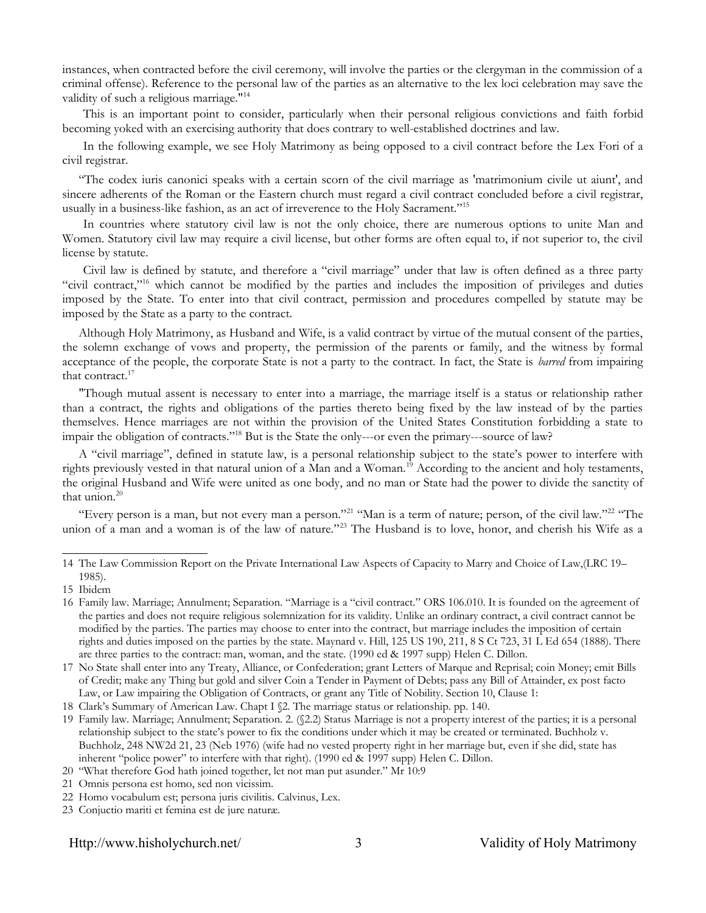instances, when contracted before the civil ceremony, will involve the parties or the clergyman in the commission of a criminal offense). Reference to the personal law of the parties as an alternative to the lex loci celebration may save the validity of such a religious marriage."[14]

This is an important point to consider, particularly when their personal religious convictions and faith forbid becoming yoked with an exercising authority that does contrary to well-established doctrines and law.

In the following example, we see Holy Matrimony as being opposed to a civil contract before the Lex Fori of a civil registrar.

"The codex iuris canonici speaks with a certain scorn of the civil marriage as 'matrimonium civile ut aiunt', and sincere adherents of the Roman or the Eastern church must regard a civil contract concluded before a civil registrar, usually in a business-like fashion, as an act of irreverence to the Holy Sacrament."[15]

In countries where statutory civil law is not the only choice, there are numerous options to unite Man and Women. Statutory civil law may require a civil license, but other forms are often equal to, if not superior to, the civil license by statute.

Civil law is defined by statute, and therefore a "civil marriage" under that law is often defined as a three party "civil contract,"[16] which cannot be modified by the parties and includes the imposition of privileges and duties imposed by the State. To enter into that civil contract, permission and procedures compelled by statute may be imposed by the State as a party to the contract.

Although Holy Matrimony, as Husband and Wife, is a valid contract by virtue of the mutual consent of the parties, the solemn exchange of vows and property, the permission of the parents or family, and the witness by formal acceptance of the people, the corporate State is not a party to the contract. In fact, the State is *barred* from impairing that contract.[17]

"Though mutual assent is necessary to enter into a marriage, the marriage itself is a status or relationship rather than a contract, the rights and obligations of the parties thereto being fixed by the law instead of by the parties themselves. Hence marriages are not within the provision of the United States Constitution forbidding a state to impair the obligation of contracts."[18] But is the State the only---or even the primary---source of law?

A "civil marriage", defined in statute law, is a personal relationship subject to the state's power to interfere with rights previously vested in that natural union of a Man and a Woman.[19] According to the ancient and holy testaments, the original Husband and Wife were united as one body, and no man or State had the power to divide the sanctity of that union.[20]

"Every person is a man, but not every man a person."[21] "Man is a term of nature; person, of the civil law."[22] "The union of a man and a woman is of the law of nature."[23] The Husband is to love, honor, and cherish his Wife as a

---

14 The Law Commission Report on the Private International Law Aspects of Capacity to Marry and Choice of Law,(LRC 19–1985).

15 Ibidem

16 Family law. Marriage; Annulment; Separation. "Marriage is a "civil contract." ORS 106.010. It is founded on the agreement of the parties and does not require religious solemnization for its validity. Unlike an ordinary contract, a civil contract cannot be modified by the parties. The parties may choose to enter into the contract, but marriage includes the imposition of certain rights and duties imposed on the parties by the state. Maynard v. Hill, 125 US 190, 211, 8 S Ct 723, 31 L Ed 654 (1888). There are three parties to the contract: man, woman, and the state. (1990 ed & 1997 supp) Helen C. Dillon.

17 No State shall enter into any Treaty, Alliance, or Confederation; grant Letters of Marque and Reprisal; coin Money; emit Bills of Credit; make any Thing but gold and silver Coin a Tender in Payment of Debts; pass any Bill of Attainder, ex post facto Law, or Law impairing the Obligation of Contracts, or grant any Title of Nobility. Section 10, Clause 1:

18 Clark's Summary of American Law. Chapt I §2. The marriage status or relationship. pp. 140.

19 Family law. Marriage; Annulment; Separation. 2. (§2.2) Status Marriage is not a property interest of the parties; it is a personal relationship subject to the state's power to fix the conditions under which it may be created or terminated. Buchholz v. Buchholz, 248 NW2d 21, 23 (Neb 1976) (wife had no vested property right in her marriage but, even if she did, state has inherent "police power" to interfere with that right). (1990 ed & 1997 supp) Helen C. Dillon.

20 "What therefore God hath joined together, let not man put asunder." Mr 10:9

21 Omnis persona est homo, sed non vicissim.

22 Homo vocabulum est; persona juris civilitis. Calvinus, Lex.

23 Conjuctio mariti et femina est de jure naturæ.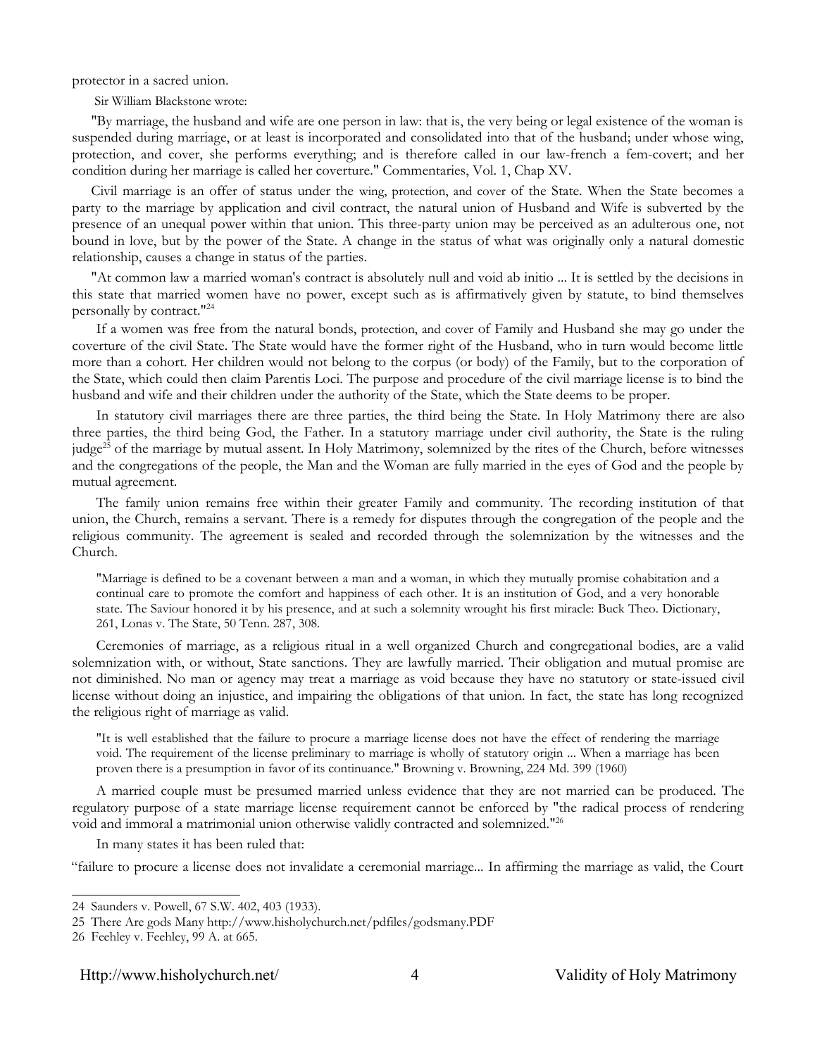protector in a sacred union.

Sir William Blackstone wrote:

"By marriage, the husband and wife are one person in law: that is, the very being or legal existence of the woman is suspended during marriage, or at least is incorporated and consolidated into that of the husband; under whose wing, protection, and cover, she performs everything; and is therefore called in our law-french a fem-covert; and her condition during her marriage is called her coverture." Commentaries, Vol. 1, Chap XV.

Civil marriage is an offer of status under the wing, protection, and cover of the State. When the State becomes a party to the marriage by application and civil contract, the natural union of Husband and Wife is subverted by the presence of an unequal power within that union. This three-party union may be perceived as an adulterous one, not bound in love, but by the power of the State. A change in the status of what was originally only a natural domestic relationship, causes a change in status of the parties.

"At common law a married woman's contract is absolutely null and void ab initio ... It is settled by the decisions in this state that married women have no power, except such as is affirmatively given by statute, to bind themselves personally by contract."[24]

If a women was free from the natural bonds, protection, and cover of Family and Husband she may go under the coverture of the civil State. The State would have the former right of the Husband, who in turn would become little more than a cohort. Her children would not belong to the corpus (or body) of the Family, but to the corporation of the State, which could then claim Parentis Loci. The purpose and procedure of the civil marriage license is to bind the husband and wife and their children under the authority of the State, which the State deems to be proper.

In statutory civil marriages there are three parties, the third being the State. In Holy Matrimony there are also three parties, the third being God, the Father. In a statutory marriage under civil authority, the State is the ruling judge[25] of the marriage by mutual assent. In Holy Matrimony, solemnized by the rites of the Church, before witnesses and the congregations of the people, the Man and the Woman are fully married in the eyes of God and the people by mutual agreement.

The family union remains free within their greater Family and community. The recording institution of that union, the Church, remains a servant. There is a remedy for disputes through the congregation of the people and the religious community. The agreement is sealed and recorded through the solemnization by the witnesses and the Church.

> "Marriage is defined to be a covenant between a man and a woman, in which they mutually promise cohabitation and a continual care to promote the comfort and happiness of each other. It is an institution of God, and a very honorable state. The Saviour honored it by his presence, and at such a solemnity wrought his first miracle: Buck Theo. Dictionary, 261, Lonas v. The State, 50 Tenn. 287, 308.

Ceremonies of marriage, as a religious ritual in a well organized Church and congregational bodies, are a valid solemnization with, or without, State sanctions. They are lawfully married. Their obligation and mutual promise are not diminished. No man or agency may treat a marriage as void because they have no statutory or state-issued civil license without doing an injustice, and impairing the obligations of that union. In fact, the state has long recognized the religious right of marriage as valid.

> "It is well established that the failure to procure a marriage license does not have the effect of rendering the marriage void. The requirement of the license preliminary to marriage is wholly of statutory origin ... When a marriage has been proven there is a presumption in favor of its continuance." Browning v. Browning, 224 Md. 399 (1960)

A married couple must be presumed married unless evidence that they are not married can be produced. The regulatory purpose of a state marriage license requirement cannot be enforced by "the radical process of rendering void and immoral a matrimonial union otherwise validly contracted and solemnized."[26]

In many states it has been ruled that:

"failure to procure a license does not invalidate a ceremonial marriage... In affirming the marriage as valid, the Court

---

24 Saunders v. Powell, 67 S.W. 402, 403 (1933).

25 There Are gods Many http://www.hisholychurch.net/pdfiles/godsmany.PDF

26 Feehley v. Feehley, 99 A. at 665.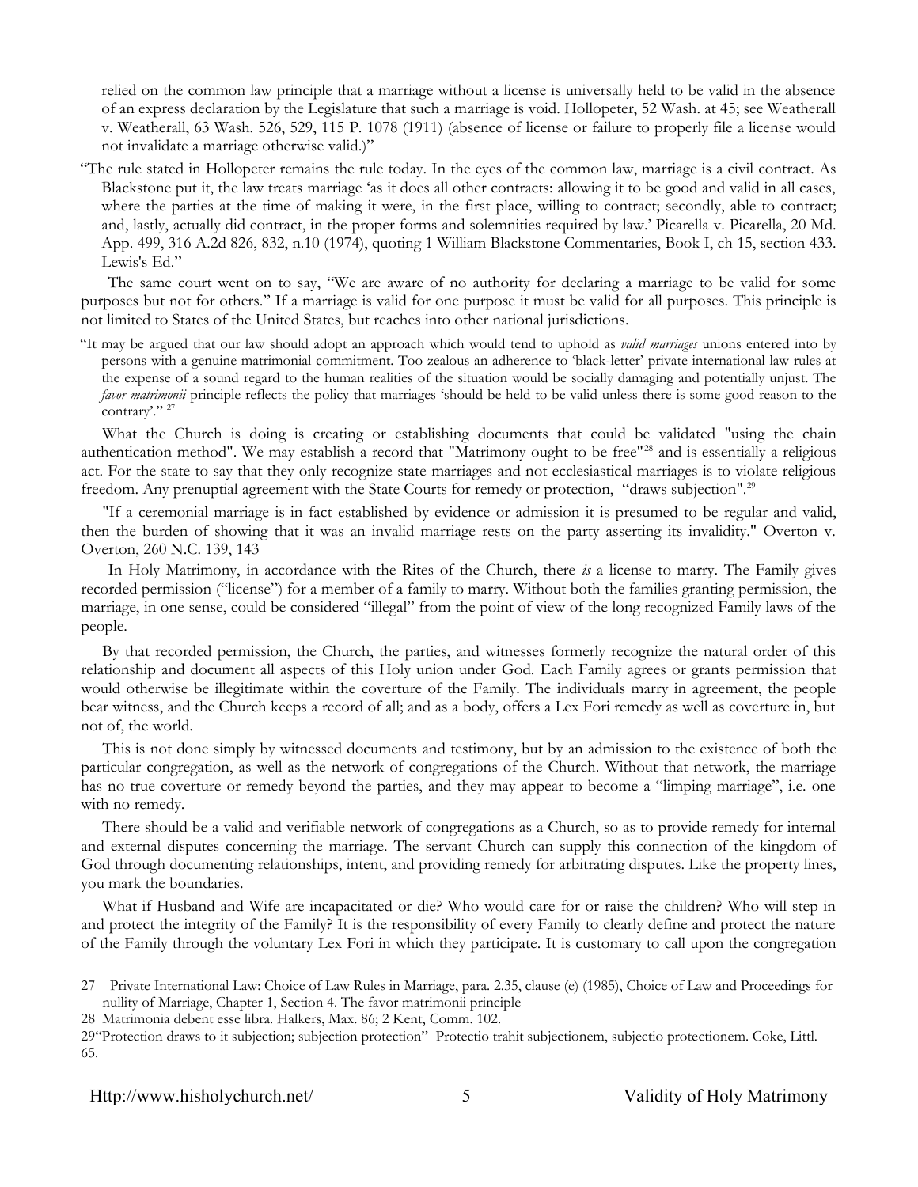relied on the common law principle that a marriage without a license is universally held to be valid in the absence of an express declaration by the Legislature that such a marriage is void. Hollopeter, 52 Wash. at 45; see Weatherall v. Weatherall, 63 Wash. 526, 529, 115 P. 1078 (1911) (absence of license or failure to properly file a license would not invalidate a marriage otherwise valid.)"

"The rule stated in Hollopeter remains the rule today. In the eyes of the common law, marriage is a civil contract. As Blackstone put it, the law treats marriage 'as it does all other contracts: allowing it to be good and valid in all cases, where the parties at the time of making it were, in the first place, willing to contract; secondly, able to contract; and, lastly, actually did contract, in the proper forms and solemnities required by law.' Picarella v. Picarella, 20 Md. App. 499, 316 A.2d 826, 832, n.10 (1974), quoting 1 William Blackstone Commentaries, Book I, ch 15, section 433. Lewis's Ed."

The same court went on to say, "We are aware of no authority for declaring a marriage to be valid for some purposes but not for others." If a marriage is valid for one purpose it must be valid for all purposes. This principle is not limited to States of the United States, but reaches into other national jurisdictions.

"It may be argued that our law should adopt an approach which would tend to uphold as *valid marriages* unions entered into by persons with a genuine matrimonial commitment. Too zealous an adherence to 'black-letter' private international law rules at the expense of a sound regard to the human realities of the situation would be socially damaging and potentially unjust. The *favor matrimonii* principle reflects the policy that marriages 'should be held to be valid unless there is some good reason to the contrary'." [27]

What the Church is doing is creating or establishing documents that could be validated "using the chain authentication method". We may establish a record that "Matrimony ought to be free"[28] and is essentially a religious act. For the state to say that they only recognize state marriages and not ecclesiastical marriages is to violate religious freedom. Any prenuptial agreement with the State Courts for remedy or protection, "draws subjection".[29]

"If a ceremonial marriage is in fact established by evidence or admission it is presumed to be regular and valid, then the burden of showing that it was an invalid marriage rests on the party asserting its invalidity." Overton v. Overton, 260 N.C. 139, 143

In Holy Matrimony, in accordance with the Rites of the Church, there *is* a license to marry. The Family gives recorded permission ("license") for a member of a family to marry. Without both the families granting permission, the marriage, in one sense, could be considered "illegal" from the point of view of the long recognized Family laws of the people.

By that recorded permission, the Church, the parties, and witnesses formerly recognize the natural order of this relationship and document all aspects of this Holy union under God. Each Family agrees or grants permission that would otherwise be illegitimate within the coverture of the Family. The individuals marry in agreement, the people bear witness, and the Church keeps a record of all; and as a body, offers a Lex Fori remedy as well as coverture in, but not of, the world.

This is not done simply by witnessed documents and testimony, but by an admission to the existence of both the particular congregation, as well as the network of congregations of the Church. Without that network, the marriage has no true coverture or remedy beyond the parties, and they may appear to become a "limping marriage", i.e. one with no remedy.

There should be a valid and verifiable network of congregations as a Church, so as to provide remedy for internal and external disputes concerning the marriage. The servant Church can supply this connection of the kingdom of God through documenting relationships, intent, and providing remedy for arbitrating disputes. Like the property lines, you mark the boundaries.

What if Husband and Wife are incapacitated or die? Who would care for or raise the children? Who will step in and protect the integrity of the Family? It is the responsibility of every Family to clearly define and protect the nature of the Family through the voluntary Lex Fori in which they participate. It is customary to call upon the congregation

---

27 Private International Law: Choice of Law Rules in Marriage, para. 2.35, clause (e) (1985), Choice of Law and Proceedings for nullity of Marriage, Chapter 1, Section 4. The favor matrimonii principle

28 Matrimonia debent esse libra. Halkers, Max. 86; 2 Kent, Comm. 102.

29 "Protection draws to it subjection; subjection protection" Protectio trahit subjectionem, subjectio protectionem. Coke, Littl. 65.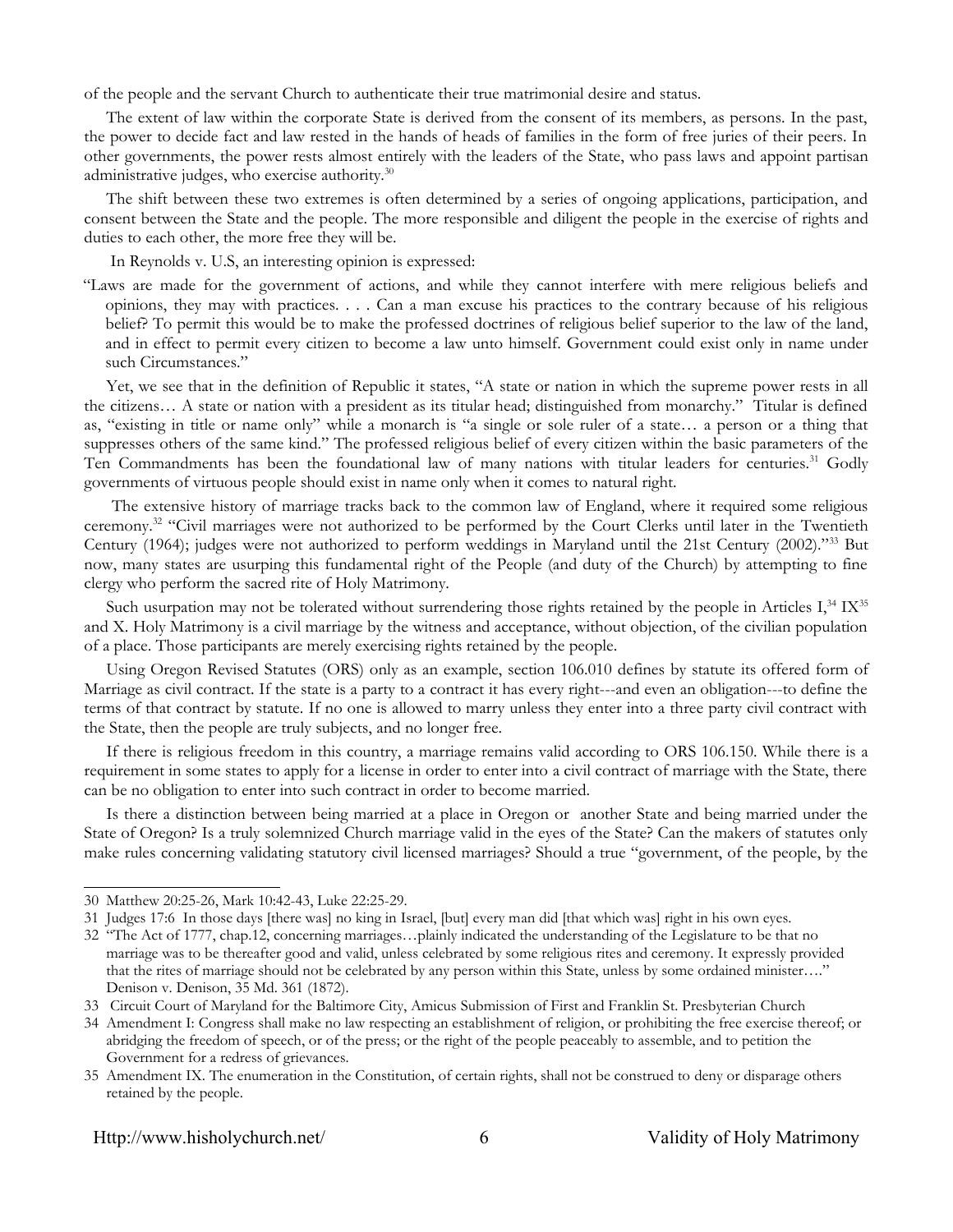of the people and the servant Church to authenticate their true matrimonial desire and status.

The extent of law within the corporate State is derived from the consent of its members, as persons. In the past, the power to decide fact and law rested in the hands of heads of families in the form of free juries of their peers. In other governments, the power rests almost entirely with the leaders of the State, who pass laws and appoint partisan administrative judges, who exercise authority.[30]

The shift between these two extremes is often determined by a series of ongoing applications, participation, and consent between the State and the people. The more responsible and diligent the people in the exercise of rights and duties to each other, the more free they will be.

In Reynolds v. U.S, an interesting opinion is expressed:

"Laws are made for the government of actions, and while they cannot interfere with mere religious beliefs and opinions, they may with practices. . . . Can a man excuse his practices to the contrary because of his religious belief? To permit this would be to make the professed doctrines of religious belief superior to the law of the land, and in effect to permit every citizen to become a law unto himself. Government could exist only in name under such Circumstances."

Yet, we see that in the definition of Republic it states, "A state or nation in which the supreme power rests in all the citizens… A state or nation with a president as its titular head; distinguished from monarchy." Titular is defined as, "existing in title or name only" while a monarch is "a single or sole ruler of a state… a person or a thing that suppresses others of the same kind." The professed religious belief of every citizen within the basic parameters of the Ten Commandments has been the foundational law of many nations with titular leaders for centuries.[31] Godly governments of virtuous people should exist in name only when it comes to natural right.

The extensive history of marriage tracks back to the common law of England, where it required some religious ceremony.[32] "Civil marriages were not authorized to be performed by the Court Clerks until later in the Twentieth Century (1964); judges were not authorized to perform weddings in Maryland until the 21st Century (2002)."[33] But now, many states are usurping this fundamental right of the People (and duty of the Church) by attempting to fine clergy who perform the sacred rite of Holy Matrimony.

Such usurpation may not be tolerated without surrendering those rights retained by the people in Articles I,[34] IX[35] and X. Holy Matrimony is a civil marriage by the witness and acceptance, without objection, of the civilian population of a place. Those participants are merely exercising rights retained by the people.

Using Oregon Revised Statutes (ORS) only as an example, section 106.010 defines by statute its offered form of Marriage as civil contract. If the state is a party to a contract it has every right---and even an obligation---to define the terms of that contract by statute. If no one is allowed to marry unless they enter into a three party civil contract with the State, then the people are truly subjects, and no longer free.

If there is religious freedom in this country, a marriage remains valid according to ORS 106.150. While there is a requirement in some states to apply for a license in order to enter into a civil contract of marriage with the State, there can be no obligation to enter into such contract in order to become married.

Is there a distinction between being married at a place in Oregon or another State and being married under the State of Oregon? Is a truly solemnized Church marriage valid in the eyes of the State? Can the makers of statutes only make rules concerning validating statutory civil licensed marriages? Should a true "government, of the people, by the

---

30 Matthew 20:25-26, Mark 10:42-43, Luke 22:25-29.

31 Judges 17:6 In those days [there was] no king in Israel, [but] every man did [that which was] right in his own eyes.

32 "The Act of 1777, chap.12, concerning marriages…plainly indicated the understanding of the Legislature to be that no marriage was to be thereafter good and valid, unless celebrated by some religious rites and ceremony. It expressly provided that the rites of marriage should not be celebrated by any person within this State, unless by some ordained minister…." Denison v. Denison, 35 Md. 361 (1872).

33 Circuit Court of Maryland for the Baltimore City, Amicus Submission of First and Franklin St. Presbyterian Church

34 Amendment I: Congress shall make no law respecting an establishment of religion, or prohibiting the free exercise thereof; or abridging the freedom of speech, or of the press; or the right of the people peaceably to assemble, and to petition the Government for a redress of grievances.

35 Amendment IX. The enumeration in the Constitution, of certain rights, shall not be construed to deny or disparage others retained by the people.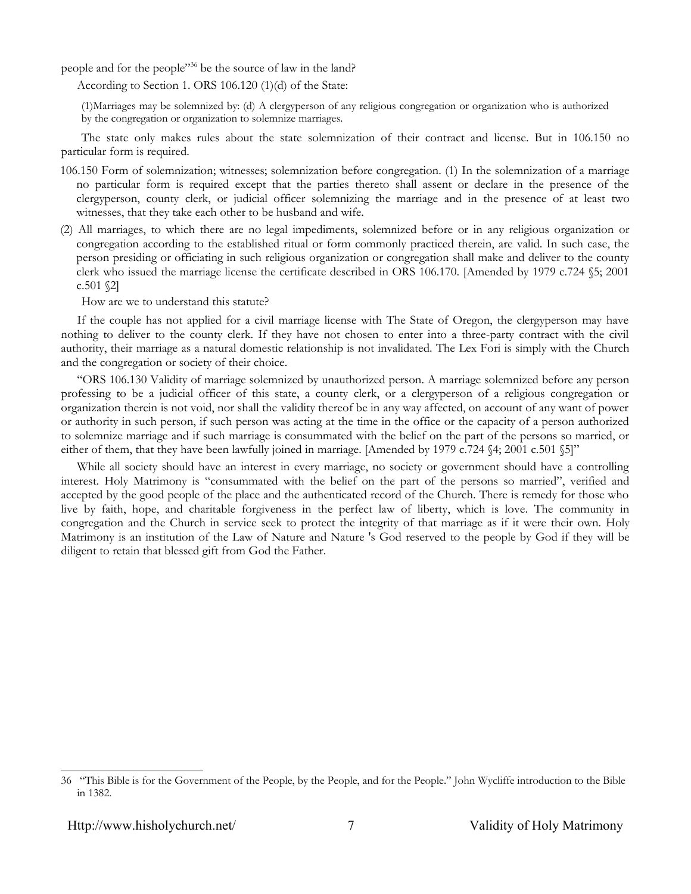people and for the people"[36] be the source of law in the land?

According to Section 1. ORS 106.120 (1)(d) of the State:

> (1)Marriages may be solemnized by: (d) A clergyperson of any religious congregation or organization who is authorized by the congregation or organization to solemnize marriages.

The state only makes rules about the state solemnization of their contract and license. But in 106.150 no particular form is required.

106.150 Form of solemnization; witnesses; solemnization before congregation. (1) In the solemnization of a marriage no particular form is required except that the parties thereto shall assent or declare in the presence of the clergyperson, county clerk, or judicial officer solemnizing the marriage and in the presence of at least two witnesses, that they take each other to be husband and wife.

(2) All marriages, to which there are no legal impediments, solemnized before or in any religious organization or congregation according to the established ritual or form commonly practiced therein, are valid. In such case, the person presiding or officiating in such religious organization or congregation shall make and deliver to the county clerk who issued the marriage license the certificate described in ORS 106.170. [Amended by 1979 c.724 §5; 2001 c.501 §2]

How are we to understand this statute?

If the couple has not applied for a civil marriage license with The State of Oregon, the clergyperson may have nothing to deliver to the county clerk. If they have not chosen to enter into a three-party contract with the civil authority, their marriage as a natural domestic relationship is not invalidated. The Lex Fori is simply with the Church and the congregation or society of their choice.

"ORS 106.130 Validity of marriage solemnized by unauthorized person. A marriage solemnized before any person professing to be a judicial officer of this state, a county clerk, or a clergyperson of a religious congregation or organization therein is not void, nor shall the validity thereof be in any way affected, on account of any want of power or authority in such person, if such person was acting at the time in the office or the capacity of a person authorized to solemnize marriage and if such marriage is consummated with the belief on the part of the persons so married, or either of them, that they have been lawfully joined in marriage. [Amended by 1979 c.724 §4; 2001 c.501 §5]"

While all society should have an interest in every marriage, no society or government should have a controlling interest. Holy Matrimony is "consummated with the belief on the part of the persons so married", verified and accepted by the good people of the place and the authenticated record of the Church. There is remedy for those who live by faith, hope, and charitable forgiveness in the perfect law of liberty, which is love. The community in congregation and the Church in service seek to protect the integrity of that marriage as if it were their own. Holy Matrimony is an institution of the Law of Nature and Nature 's God reserved to the people by God if they will be diligent to retain that blessed gift from God the Father.

---

36 "This Bible is for the Government of the People, by the People, and for the People." John Wycliffe introduction to the Bible in 1382.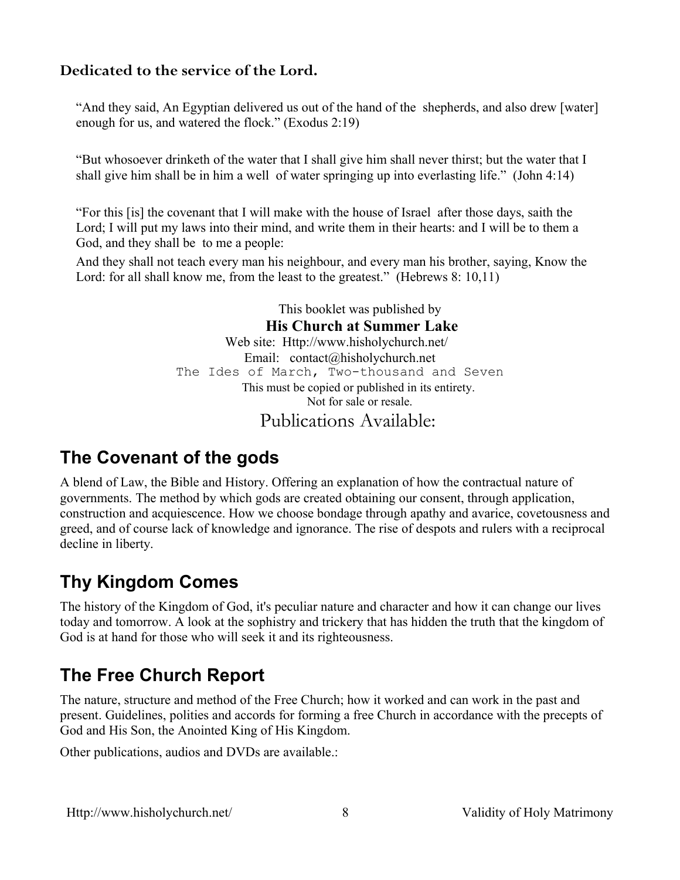**Dedicated to the service of the Lord.**

"And they said, An Egyptian delivered us out of the hand of the shepherds, and also drew [water] enough for us, and watered the flock." (Exodus 2:19)

"But whosoever drinketh of the water that I shall give him shall never thirst; but the water that I shall give him shall be in him a well of water springing up into everlasting life." (John 4:14)

"For this [is] the covenant that I will make with the house of Israel after those days, saith the Lord; I will put my laws into their mind, and write them in their hearts: and I will be to them a God, and they shall be to me a people:

And they shall not teach every man his neighbour, and every man his brother, saying, Know the Lord: for all shall know me, from the least to the greatest." (Hebrews 8: 10,11)

This booklet was published by

**His Church at Summer Lake**

Web site: Http://www.hisholychurch.net/

Email: contact@hisholychurch.net

The Ides of March, Two-thousand and Seven

This must be copied or published in its entirety.

Not for sale or resale.

Publications Available:

## The Covenant of the gods

A blend of Law, the Bible and History. Offering an explanation of how the contractual nature of governments. The method by which gods are created obtaining our consent, through application, construction and acquiescence. How we choose bondage through apathy and avarice, covetousness and greed, and of course lack of knowledge and ignorance. The rise of despots and rulers with a reciprocal decline in liberty.

## Thy Kingdom Comes

The history of the Kingdom of God, it's peculiar nature and character and how it can change our lives today and tomorrow. A look at the sophistry and trickery that has hidden the truth that the kingdom of God is at hand for those who will seek it and its righteousness.

## The Free Church Report

The nature, structure and method of the Free Church; how it worked and can work in the past and present. Guidelines, polities and accords for forming a free Church in accordance with the precepts of God and His Son, the Anointed King of His Kingdom.

Other publications, audios and DVDs are available.: